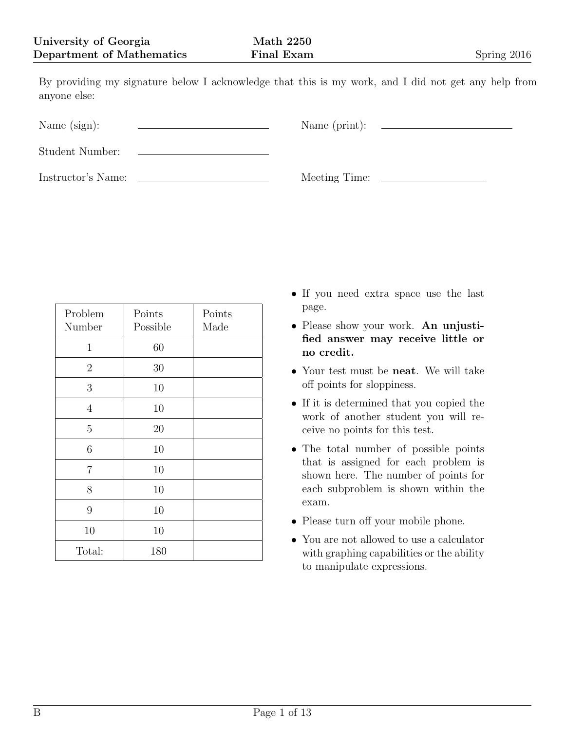**University of Georgia** | **Math 2250** | Spring 2016
**Department of Mathematics** | **Final Exam**

By providing my signature below I acknowledge that this is my work, and I did not get any help from anyone else:

Name (sign): \_\_\_\_\_\_\_\_\_\_\_\_\_\_\_\_\_\_\_\_ Name (print): \_\_\_\_\_\_\_\_\_\_\_\_\_\_\_\_\_\_\_\_

Student Number: \_\_\_\_\_\_\_\_\_\_\_\_\_\_\_\_\_\_\_\_

Instructor's Name: \_\_\_\_\_\_\_\_\_\_\_\_\_\_\_\_\_\_\_\_ Meeting Time: \_\_\_\_\_\_\_\_\_\_\_\_\_\_\_\_

| Problem Number | Points Possible | Points Made |
|---|---|---|
| 1 | 60 | |
| 2 | 30 | |
| 3 | 10 | |
| 4 | 10 | |
| 5 | 20 | |
| 6 | 10 | |
| 7 | 10 | |
| 8 | 10 | |
| 9 | 10 | |
| 10 | 10 | |
| Total: | 180 | |

- If you need extra space use the last page.
- Please show your work. **An unjustified answer may receive little or no credit.**
- Your test must be **neat**. We will take off points for sloppiness.
- If it is determined that you copied the work of another student you will receive no points for this test.
- The total number of possible points that is assigned for each problem is shown here. The number of points for each subproblem is shown within the exam.
- Please turn off your mobile phone.
- You are not allowed to use a calculator with graphing capabilities or the ability to manipulate expressions.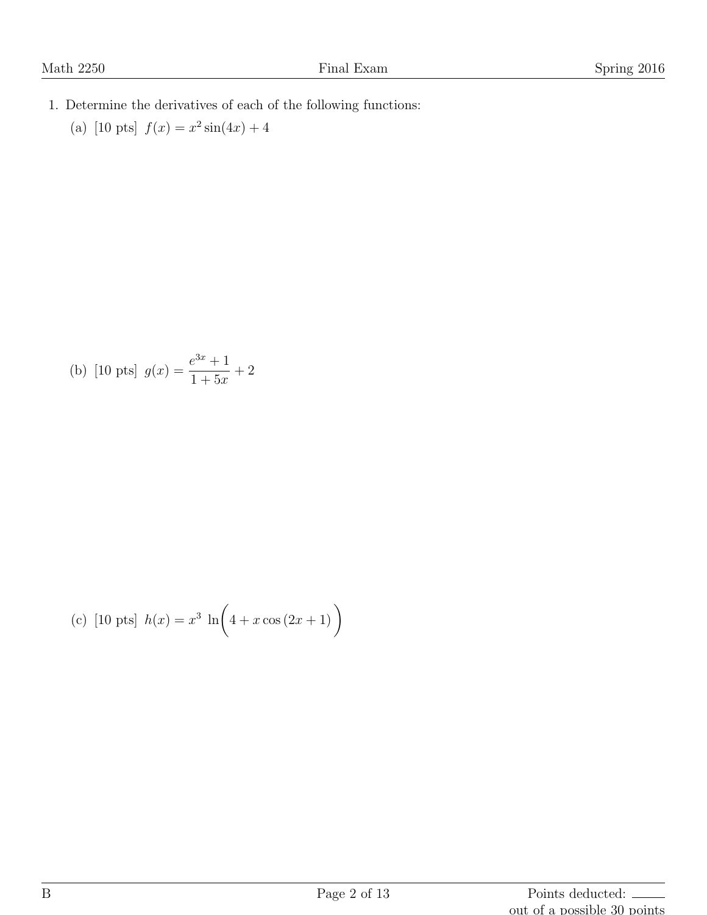1. Determine the derivatives of each of the following functions:

   (a) [10 pts] $f(x) = x^2 \sin(4x) + 4$

   (b) [10 pts] $g(x) = \dfrac{e^{3x} + 1}{1 + 5x} + 2$

   (c) [10 pts] $h(x) = x^3 \ \ln\Bigg(4 + x\cos(2x+1)\Bigg)$

Points deducted: ____ out of a possible 30 points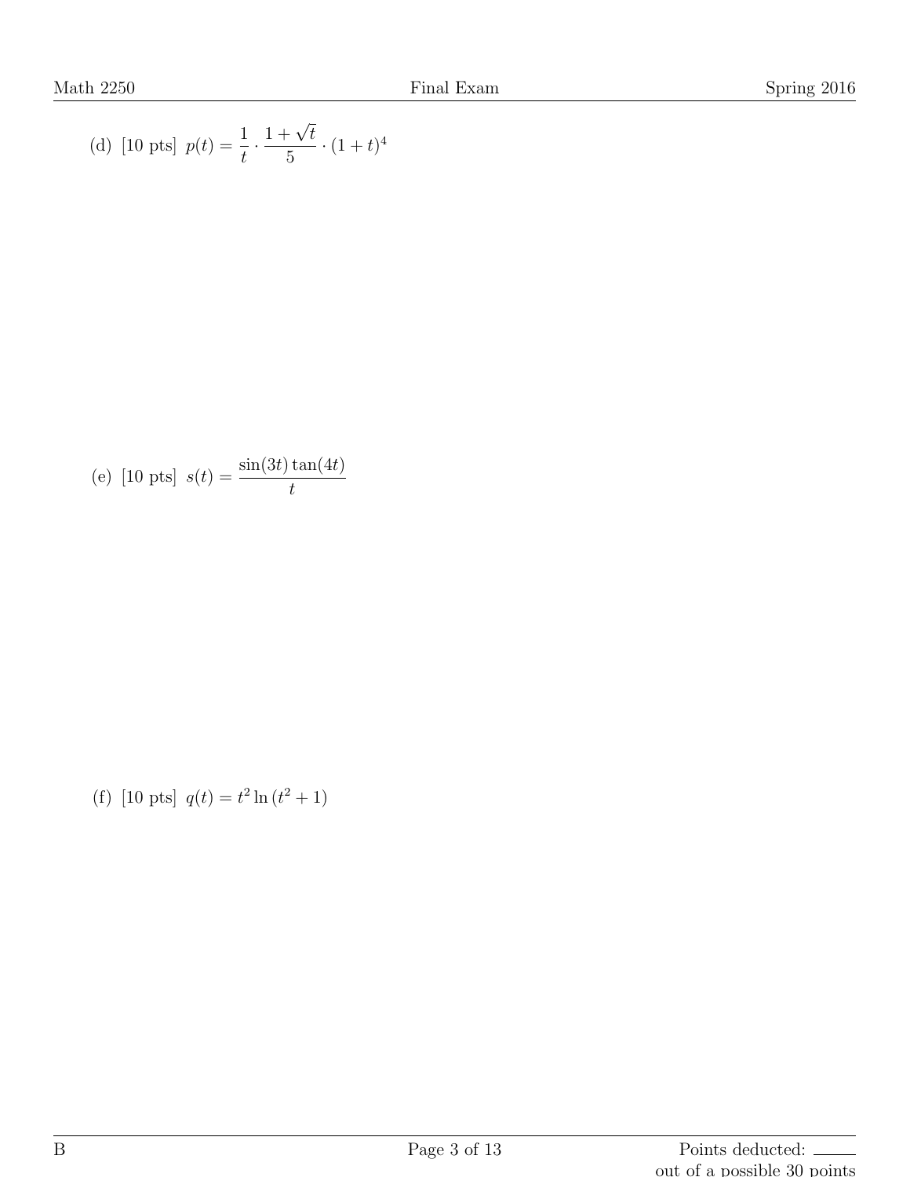(d) [10 pts] $p(t) = \dfrac{1}{t} \cdot \dfrac{1+\sqrt{t}}{5} \cdot (1+t)^4$

(e) [10 pts] $s(t) = \dfrac{\sin(3t)\tan(4t)}{t}$

(f) [10 pts] $q(t) = t^2 \ln\left(t^2+1\right)$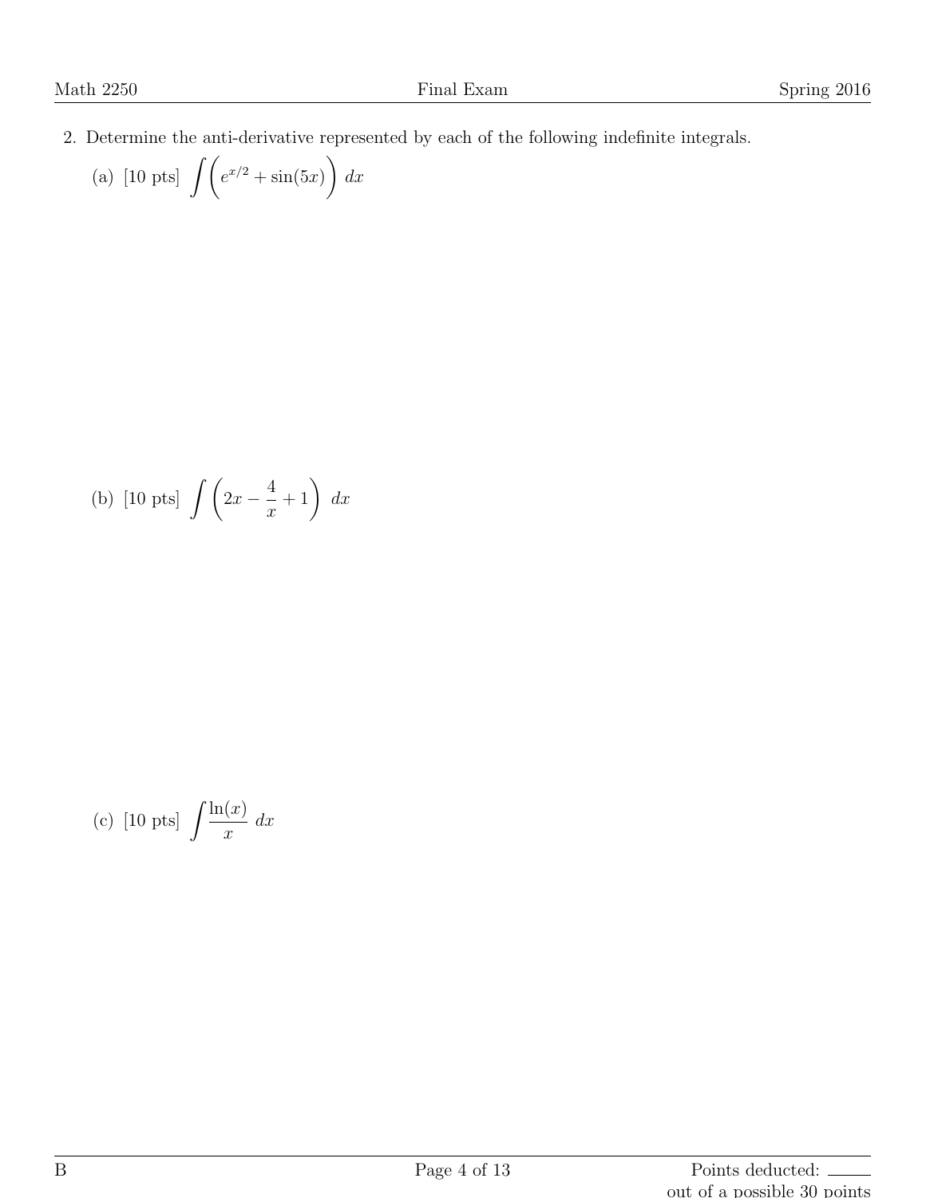2. Determine the anti-derivative represented by each of the following indefinite integrals.

   (a) [10 pts] $\displaystyle\int \left( e^{x/2} + \sin(5x) \right) \, dx$

   (b) [10 pts] $\displaystyle\int \left( 2x - \frac{4}{x} + 1 \right) \, dx$

   (c) [10 pts] $\displaystyle\int \frac{\ln(x)}{x} \, dx$

Points deducted: \_\_\_\_\_\_ out of a possible 30 points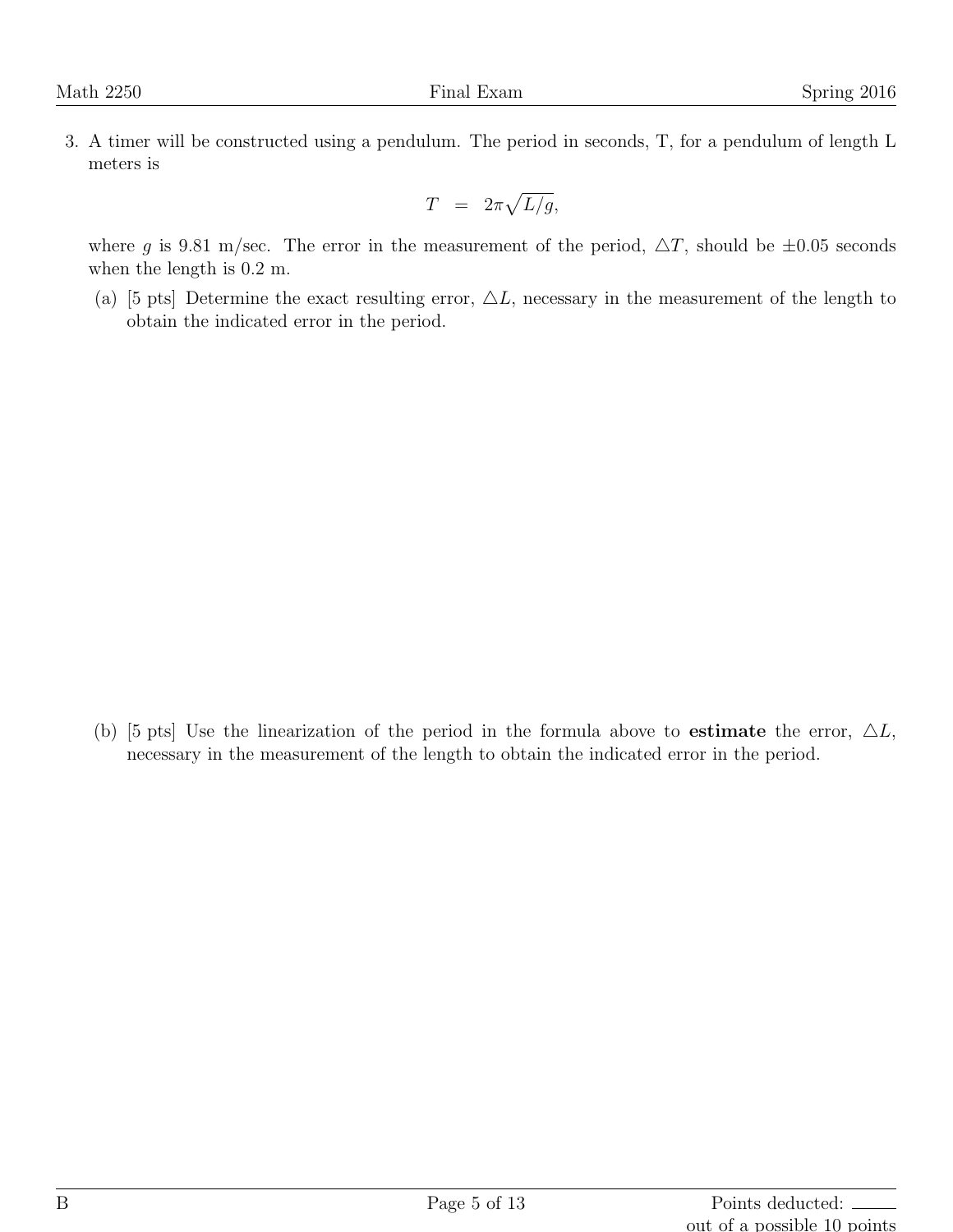3. A timer will be constructed using a pendulum. The period in seconds, T, for a pendulum of length L meters is

$$T = 2\pi\sqrt{L/g},$$

where $g$ is 9.81 m/sec. The error in the measurement of the period, $\triangle T$, should be $\pm 0.05$ seconds when the length is 0.2 m.

(a) [5 pts] Determine the exact resulting error, $\triangle L$, necessary in the measurement of the length to obtain the indicated error in the period.

(b) [5 pts] Use the linearization of the period in the formula above to **estimate** the error, $\triangle L$, necessary in the measurement of the length to obtain the indicated error in the period.

Points deducted: \_\_\_\_\_ out of a possible 10 points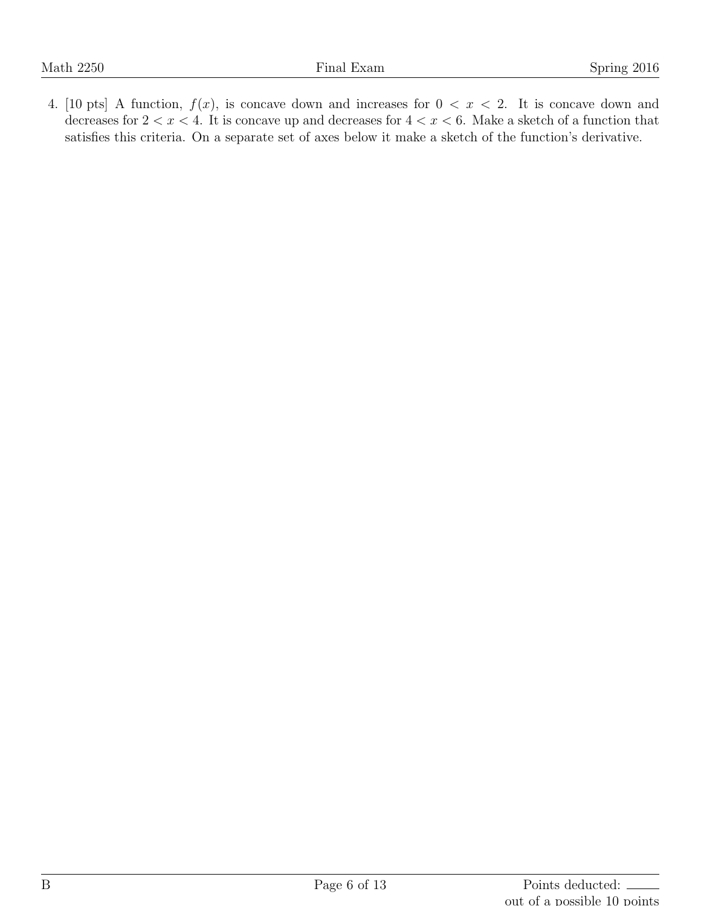4. [10 pts] A function, $f(x)$, is concave down and increases for $0 < x < 2$. It is concave down and decreases for $2 < x < 4$. It is concave up and decreases for $4 < x < 6$. Make a sketch of a function that satisfies this criteria. On a separate set of axes below it make a sketch of the function's derivative.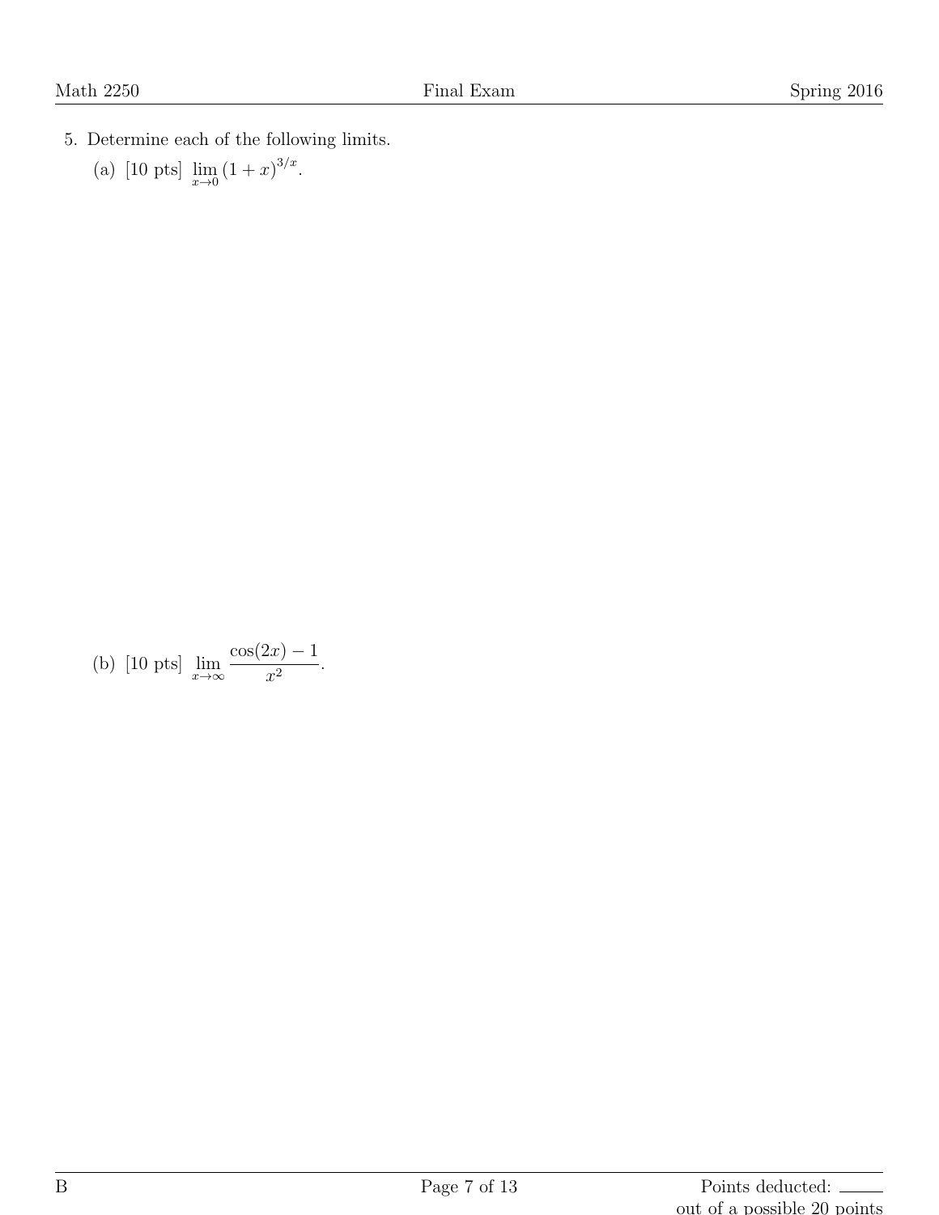5. Determine each of the following limits.

   (a) [10 pts] $\lim_{x \to 0} (1 + x)^{3/x}$.

   (b) [10 pts] $\lim_{x \to \infty} \dfrac{\cos(2x) - 1}{x^2}$.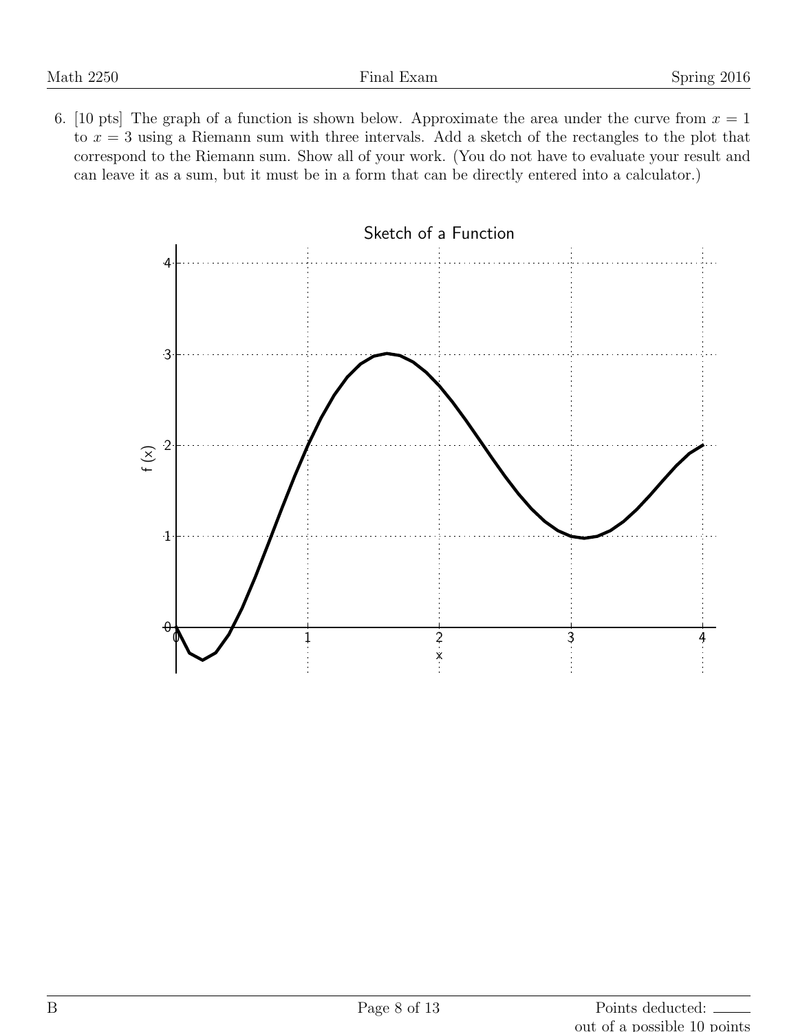6. [10 pts] The graph of a function is shown below. Approximate the area under the curve from $x = 1$ to $x = 3$ using a Riemann sum with three intervals. Add a sketch of the rectangles to the plot that correspond to the Riemann sum. Show all of your work. (You do not have to evaluate your result and can leave it as a sum, but it must be in a form that can be directly entered into a calculator.)

Sketch of a Function

Points deducted: \_\_\_\_\_ out of a possible 10 points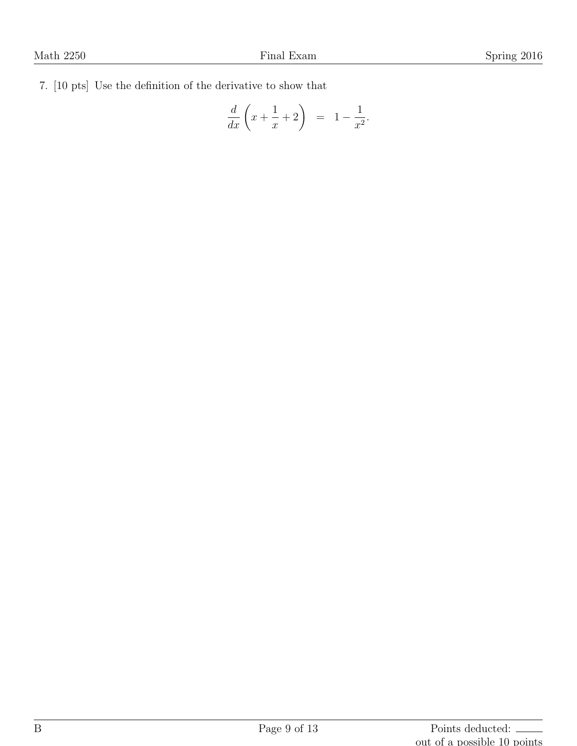7. [10 pts] Use the definition of the derivative to show that

$$\frac{d}{dx}\left(x + \frac{1}{x} + 2\right) \;=\; 1 - \frac{1}{x^2}.$$

Points deducted: \_\_\_\_\_ out of a possible 10 points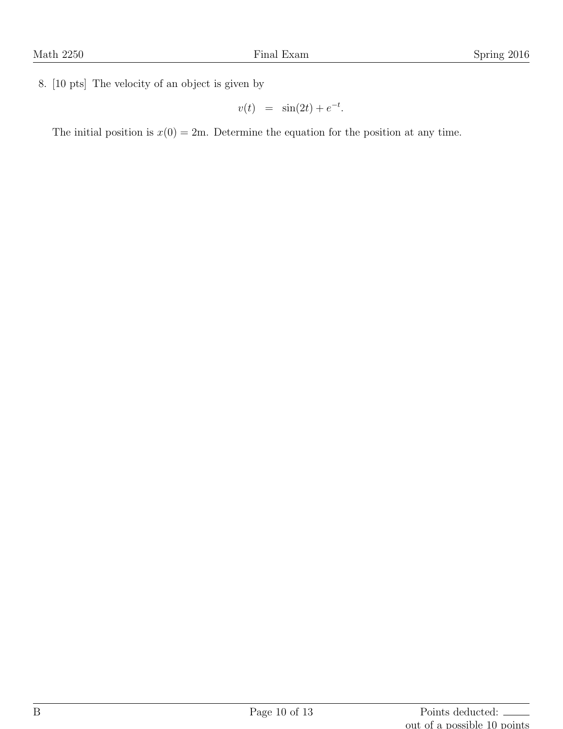8. [10 pts] The velocity of an object is given by

$$v(t) \;\; = \;\; \sin(2t) + e^{-t}.$$

The initial position is $x(0) = 2\text{m}$. Determine the equation for the position at any time.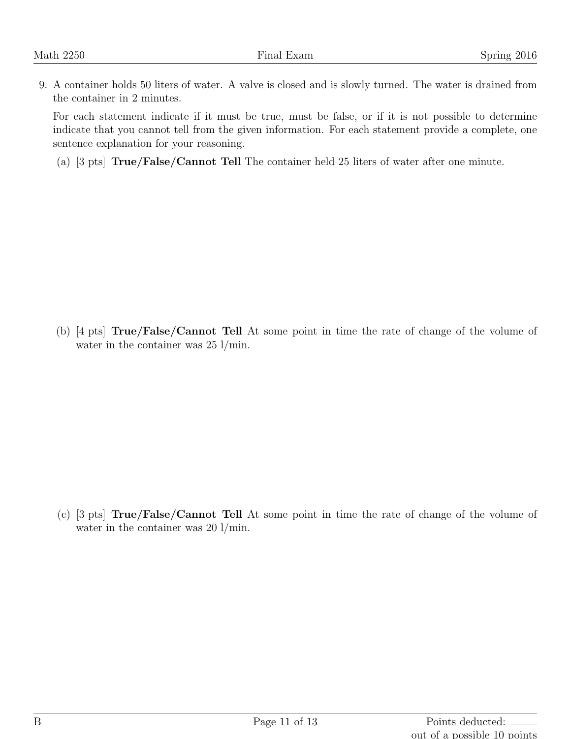9. A container holds 50 liters of water. A valve is closed and is slowly turned. The water is drained from the container in 2 minutes.

   For each statement indicate if it must be true, must be false, or if it is not possible to determine indicate that you cannot tell from the given information. For each statement provide a complete, one sentence explanation for your reasoning.

   (a) [3 pts] **True/False/Cannot Tell** The container held 25 liters of water after one minute.

   (b) [4 pts] **True/False/Cannot Tell** At some point in time the rate of change of the volume of water in the container was 25 l/min.

   (c) [3 pts] **True/False/Cannot Tell** At some point in time the rate of change of the volume of water in the container was 20 l/min.

Points deducted: ______
out of a possible 10 points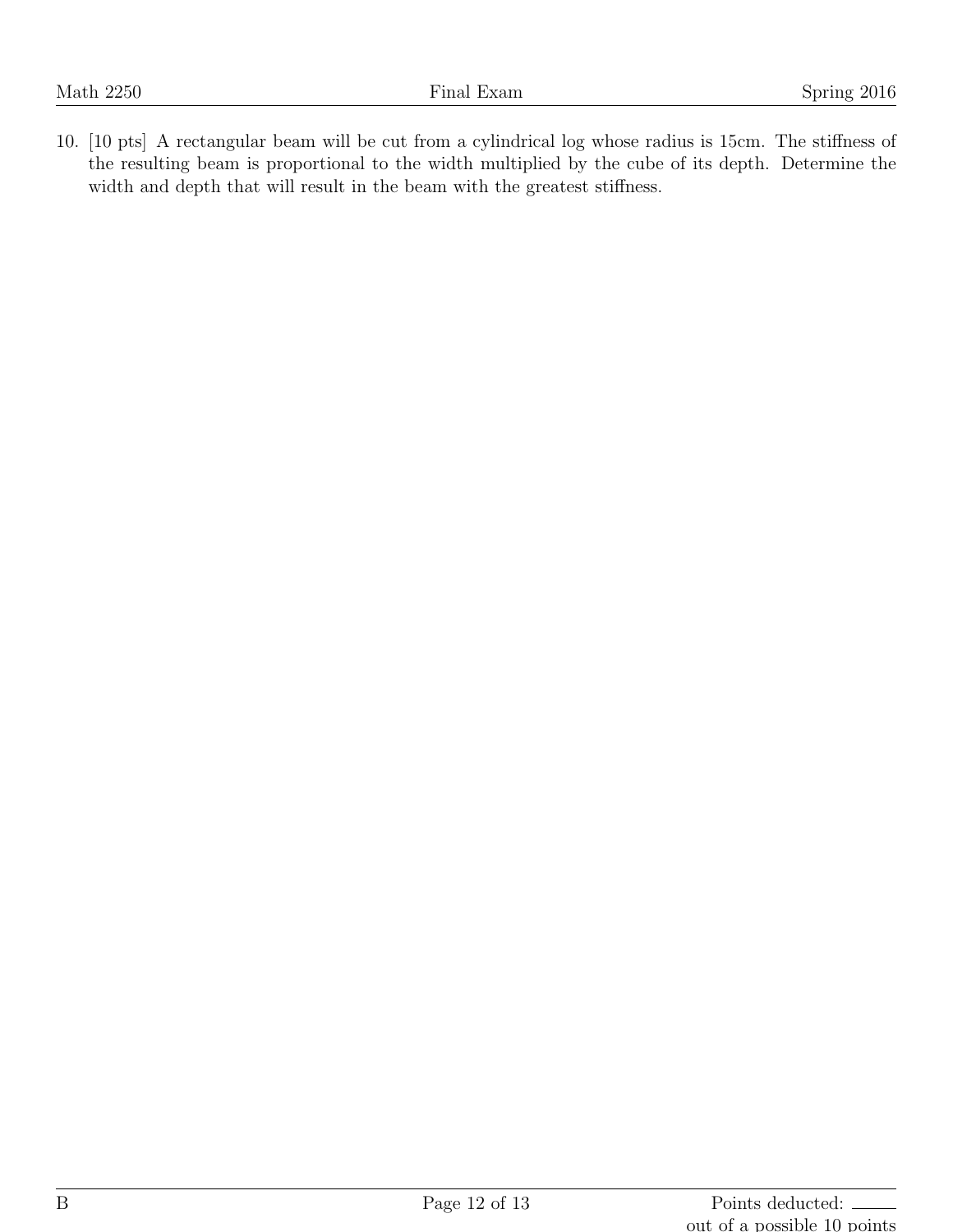10. [10 pts] A rectangular beam will be cut from a cylindrical log whose radius is 15cm. The stiffness of the resulting beam is proportional to the width multiplied by the cube of its depth. Determine the width and depth that will result in the beam with the greatest stiffness.

Points deducted: ____

out of a possible 10 points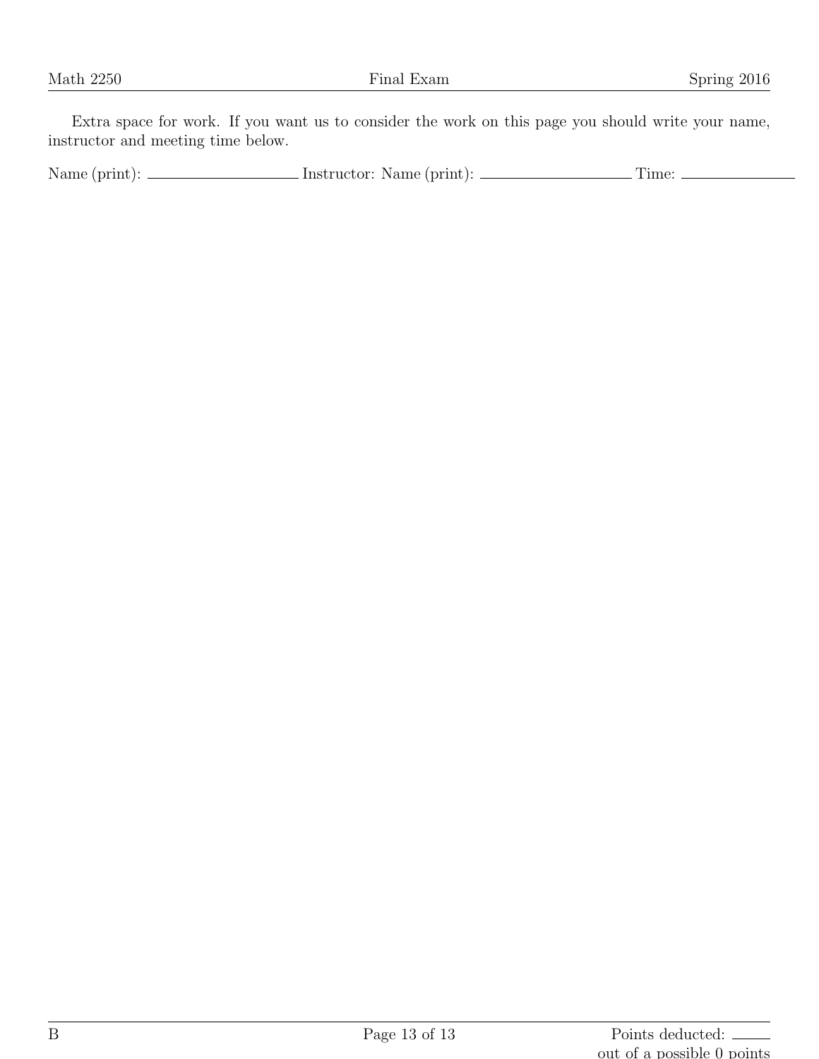Extra space for work. If you want us to consider the work on this page you should write your name, instructor and meeting time below.

Name (print): ________________ Instructor: Name (print): ________________ Time: ____________

Points deducted: ______
out of a possible 0 points